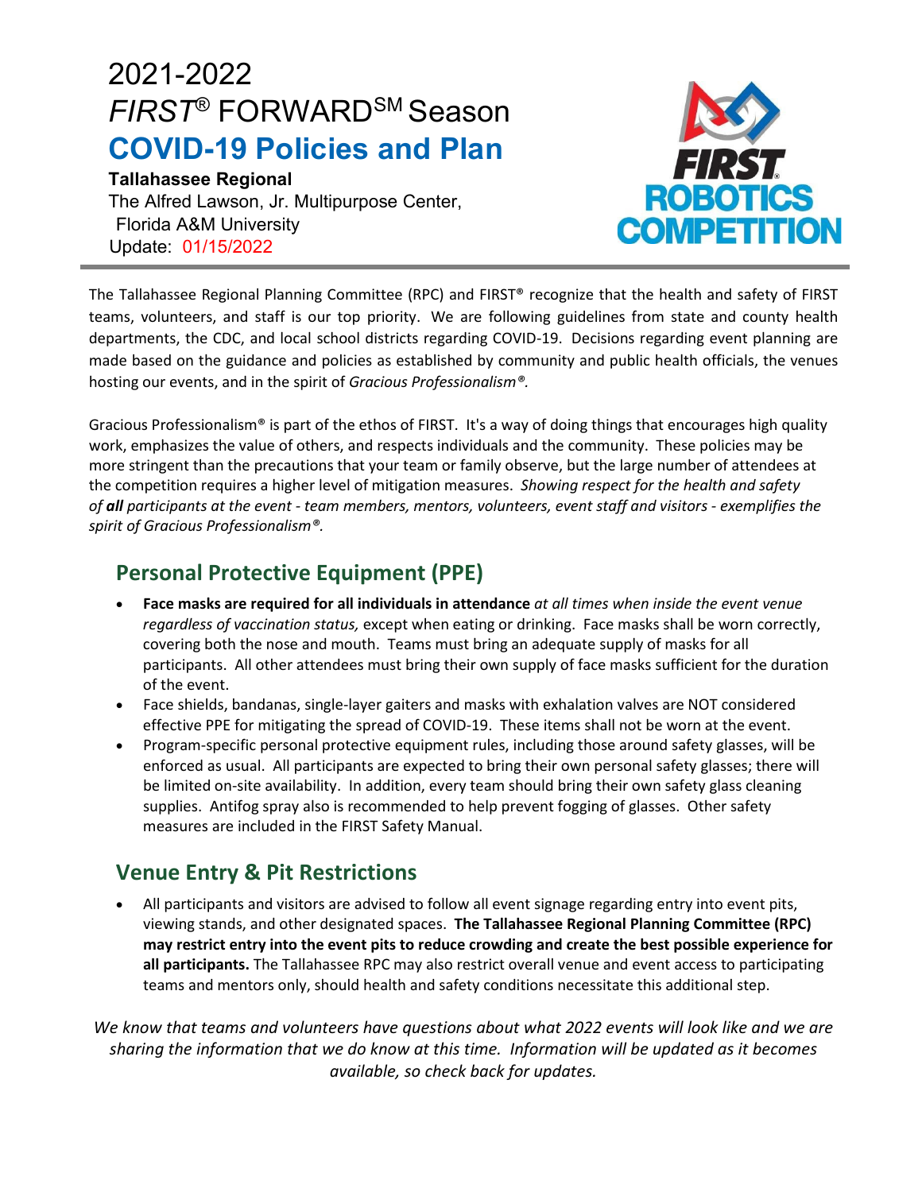# 2021-2022 *FIRST*® FORWARD℠ Season

## COVID-19 Policies and Plan

**Tallahassee Regional**
The Alfred Lawson, Jr. Multipurpose Center, Florida A&M University
Update: 01/15/2022

The Tallahassee Regional Planning Committee (RPC) and FIRST® recognize that the health and safety of FIRST teams, volunteers, and staff is our top priority. We are following guidelines from state and county health departments, the CDC, and local school districts regarding COVID-19. Decisions regarding event planning are made based on the guidance and policies as established by community and public health officials, the venues hosting our events, and in the spirit of *Gracious Professionalism®.*

Gracious Professionalism® is part of the ethos of FIRST. It's a way of doing things that encourages high quality work, emphasizes the value of others, and respects individuals and the community. These policies may be more stringent than the precautions that your team or family observe, but the large number of attendees at the competition requires a higher level of mitigation measures. *Showing respect for the health and safety of **all** participants at the event - team members, mentors, volunteers, event staff and visitors - exemplifies the spirit of Gracious Professionalism®.*

## Personal Protective Equipment (PPE)

- **Face masks are required for all individuals in attendance** *at all times when inside the event venue regardless of vaccination status,* except when eating or drinking. Face masks shall be worn correctly, covering both the nose and mouth. Teams must bring an adequate supply of masks for all participants. All other attendees must bring their own supply of face masks sufficient for the duration of the event.
- Face shields, bandanas, single-layer gaiters and masks with exhalation valves are NOT considered effective PPE for mitigating the spread of COVID-19. These items shall not be worn at the event.
- Program-specific personal protective equipment rules, including those around safety glasses, will be enforced as usual. All participants are expected to bring their own personal safety glasses; there will be limited on-site availability. In addition, every team should bring their own safety glass cleaning supplies. Antifog spray also is recommended to help prevent fogging of glasses. Other safety measures are included in the FIRST Safety Manual.

## Venue Entry & Pit Restrictions

- All participants and visitors are advised to follow all event signage regarding entry into event pits, viewing stands, and other designated spaces. **The Tallahassee Regional Planning Committee (RPC) may restrict entry into the event pits to reduce crowding and create the best possible experience for all participants.** The Tallahassee RPC may also restrict overall venue and event access to participating teams and mentors only, should health and safety conditions necessitate this additional step.

*We know that teams and volunteers have questions about what 2022 events will look like and we are sharing the information that we do know at this time. Information will be updated as it becomes available, so check back for updates.*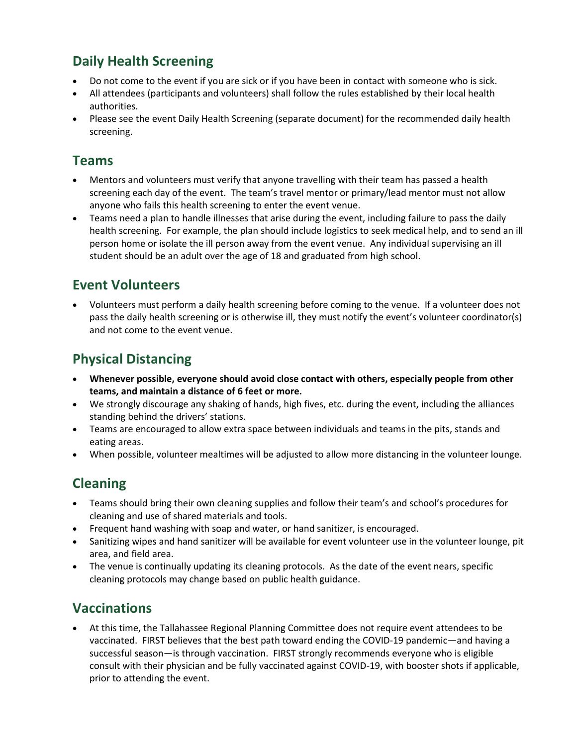## Daily Health Screening

- Do not come to the event if you are sick or if you have been in contact with someone who is sick.
- All attendees (participants and volunteers) shall follow the rules established by their local health authorities.
- Please see the event Daily Health Screening (separate document) for the recommended daily health screening.

## Teams

- Mentors and volunteers must verify that anyone travelling with their team has passed a health screening each day of the event. The team's travel mentor or primary/lead mentor must not allow anyone who fails this health screening to enter the event venue.
- Teams need a plan to handle illnesses that arise during the event, including failure to pass the daily health screening. For example, the plan should include logistics to seek medical help, and to send an ill person home or isolate the ill person away from the event venue. Any individual supervising an ill student should be an adult over the age of 18 and graduated from high school.

## Event Volunteers

- Volunteers must perform a daily health screening before coming to the venue. If a volunteer does not pass the daily health screening or is otherwise ill, they must notify the event's volunteer coordinator(s) and not come to the event venue.

## Physical Distancing

- **Whenever possible, everyone should avoid close contact with others, especially people from other teams, and maintain a distance of 6 feet or more.**
- We strongly discourage any shaking of hands, high fives, etc. during the event, including the alliances standing behind the drivers' stations.
- Teams are encouraged to allow extra space between individuals and teams in the pits, stands and eating areas.
- When possible, volunteer mealtimes will be adjusted to allow more distancing in the volunteer lounge.

## Cleaning

- Teams should bring their own cleaning supplies and follow their team's and school's procedures for cleaning and use of shared materials and tools.
- Frequent hand washing with soap and water, or hand sanitizer, is encouraged.
- Sanitizing wipes and hand sanitizer will be available for event volunteer use in the volunteer lounge, pit area, and field area.
- The venue is continually updating its cleaning protocols. As the date of the event nears, specific cleaning protocols may change based on public health guidance.

## Vaccinations

- At this time, the Tallahassee Regional Planning Committee does not require event attendees to be vaccinated. FIRST believes that the best path toward ending the COVID-19 pandemic—and having a successful season—is through vaccination. FIRST strongly recommends everyone who is eligible consult with their physician and be fully vaccinated against COVID-19, with booster shots if applicable, prior to attending the event.